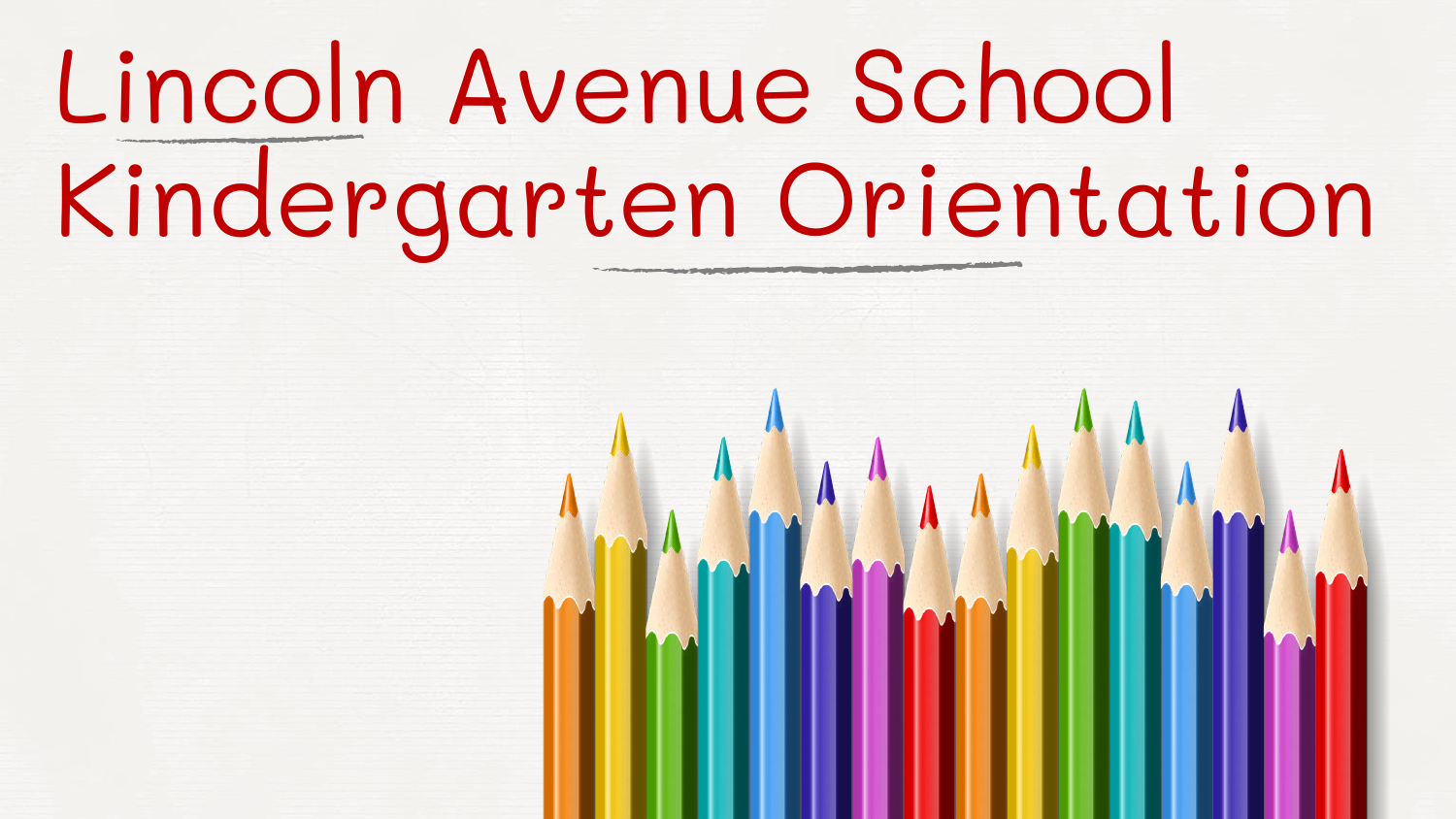# Lincoln Avenue School Kindergarten Orientation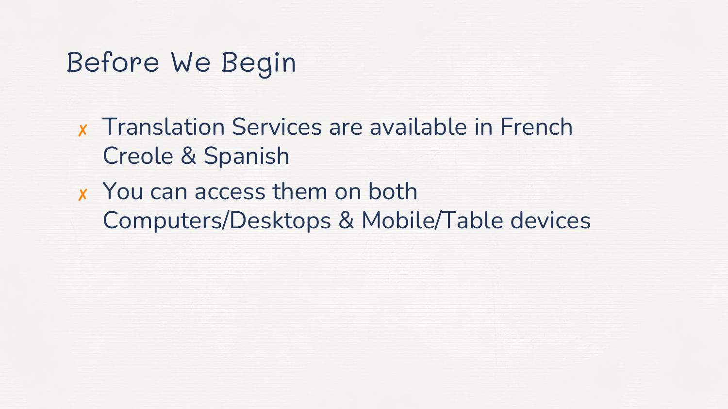# Before We Begin

- Translation Services are available in French Creole & Spanish
- You can access them on both Computers/Desktops & Mobile/Table devices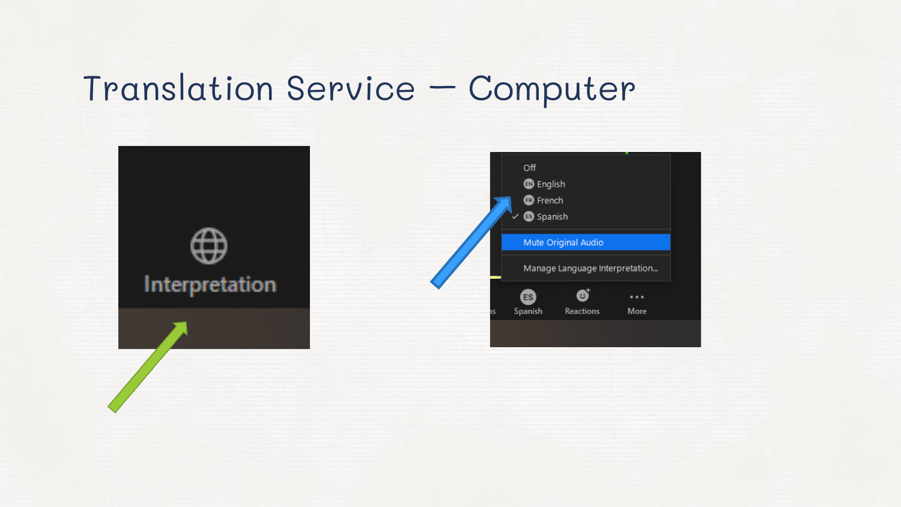# Translation Service – Computer

Interpretation

Off
EN English
FR French
ES Spanish
Mute Original Audio
Manage Language Interpretation...

ES Spanish
Reactions
More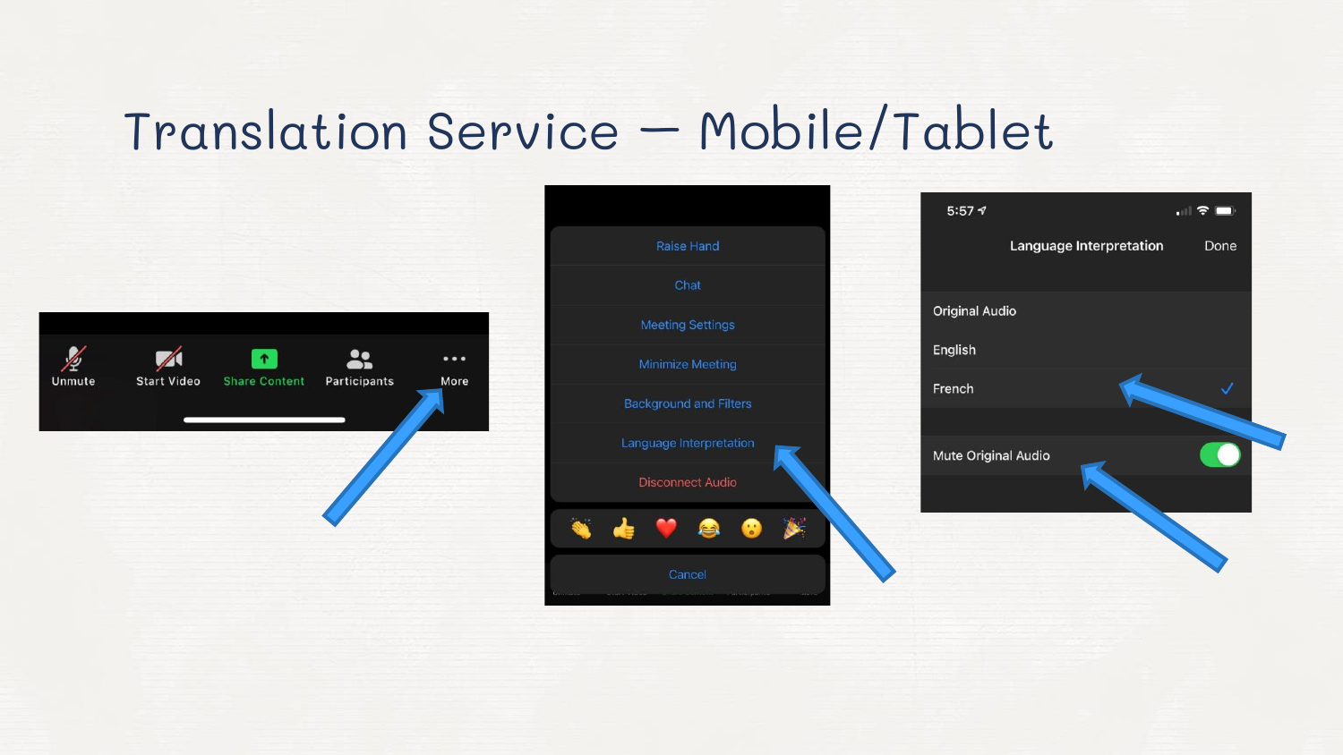# Translation Service – Mobile/Tablet

Unmute | Start Video | Share Content | Participants | More

Raise Hand
Chat
Meeting Settings
Minimize Meeting
Background and Filters
Language Interpretation
Disconnect Audio
Cancel

5:57

Language Interpretation | Done

Original Audio
English
French ✓

Mute Original Audio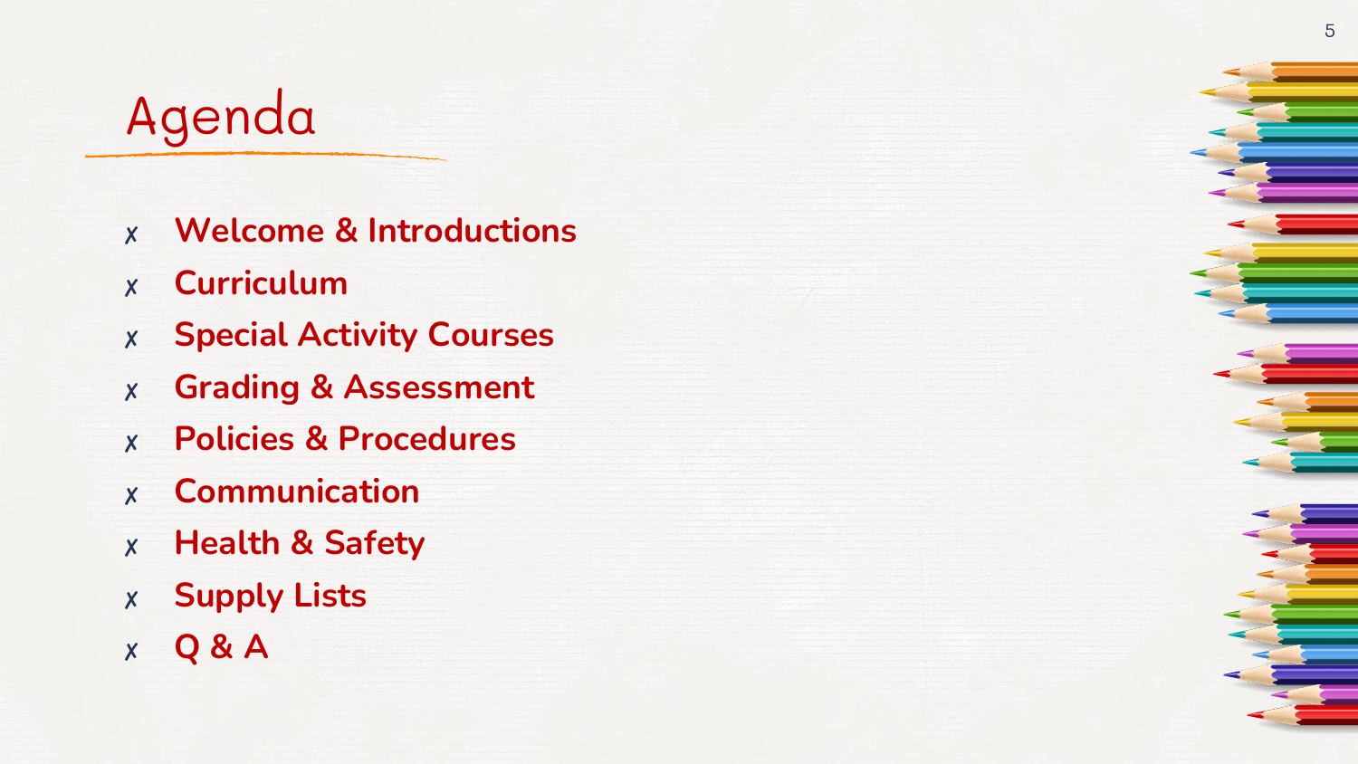# Agenda

- ✗ **Welcome & Introductions**
- ✗ **Curriculum**
- ✗ **Special Activity Courses**
- ✗ **Grading & Assessment**
- ✗ **Policies & Procedures**
- ✗ **Communication**
- ✗ **Health & Safety**
- ✗ **Supply Lists**
- ✗ **Q & A**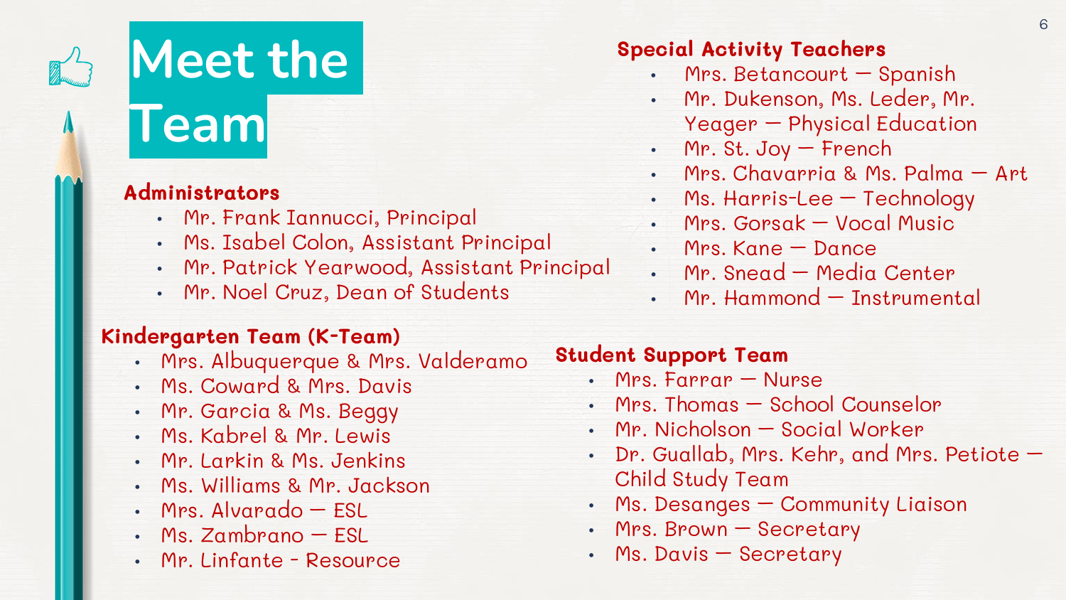# Meet the Team

## Administrators

- Mr. Frank Iannucci, Principal
- Ms. Isabel Colon, Assistant Principal
- Mr. Patrick Yearwood, Assistant Principal
- Mr. Noel Cruz, Dean of Students

## Kindergarten Team (K-Team)

- Mrs. Albuquerque & Mrs. Valderamo
- Ms. Coward & Mrs. Davis
- Mr. Garcia & Ms. Beggy
- Ms. Kabrel & Mr. Lewis
- Mr. Larkin & Ms. Jenkins
- Ms. Williams & Mr. Jackson
- Mrs. Alvarado – ESL
- Ms. Zambrano – ESL
- Mr. Linfante - Resource

## Special Activity Teachers

- Mrs. Betancourt – Spanish
- Mr. Dukenson, Ms. Leder, Mr. Yeager – Physical Education
- Mr. St. Joy – French
- Mrs. Chavarria & Ms. Palma – Art
- Ms. Harris-Lee – Technology
- Mrs. Gorsak – Vocal Music
- Mrs. Kane – Dance
- Mr. Snead – Media Center
- Mr. Hammond – Instrumental

## Student Support Team

- Mrs. Farrar – Nurse
- Mrs. Thomas – School Counselor
- Mr. Nicholson – Social Worker
- Dr. Guallab, Mrs. Kehr, and Mrs. Petiote – Child Study Team
- Ms. Desanges – Community Liaison
- Mrs. Brown – Secretary
- Ms. Davis – Secretary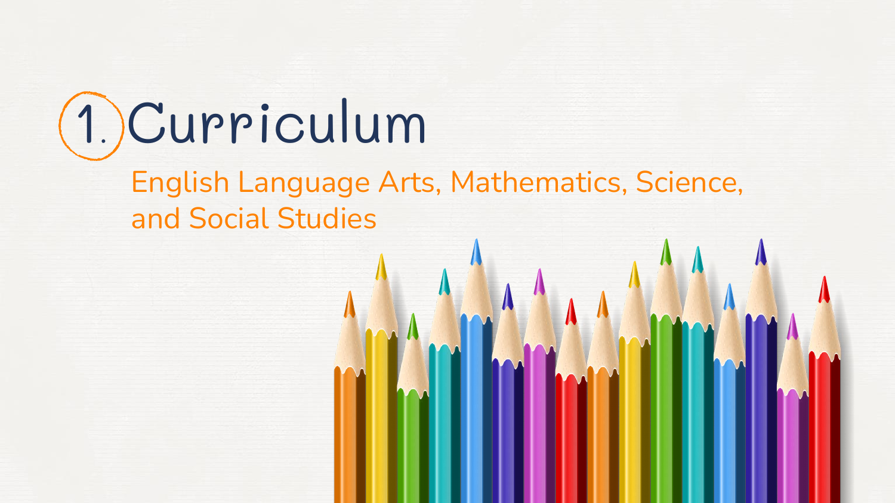# 1. Curriculum

English Language Arts, Mathematics, Science, and Social Studies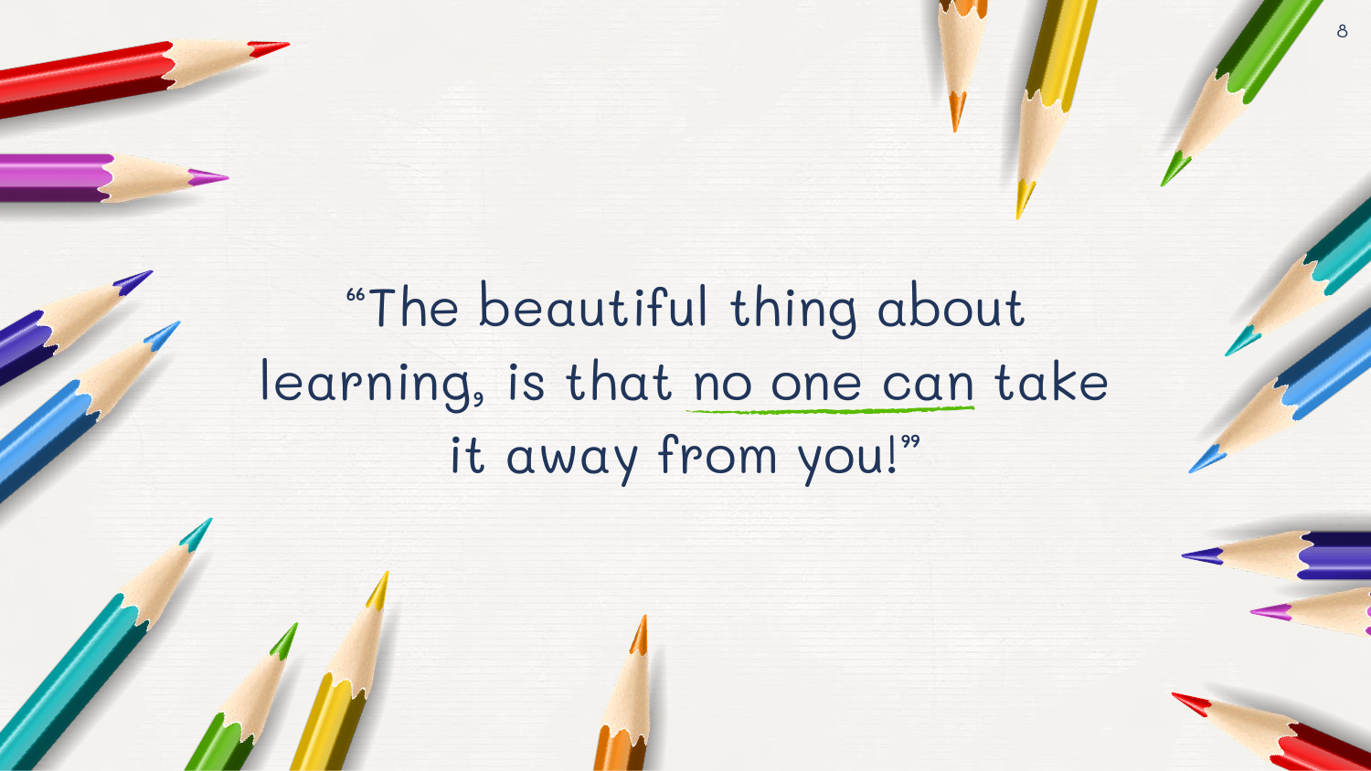"The beautiful thing about learning, is that no one can take it away from you!"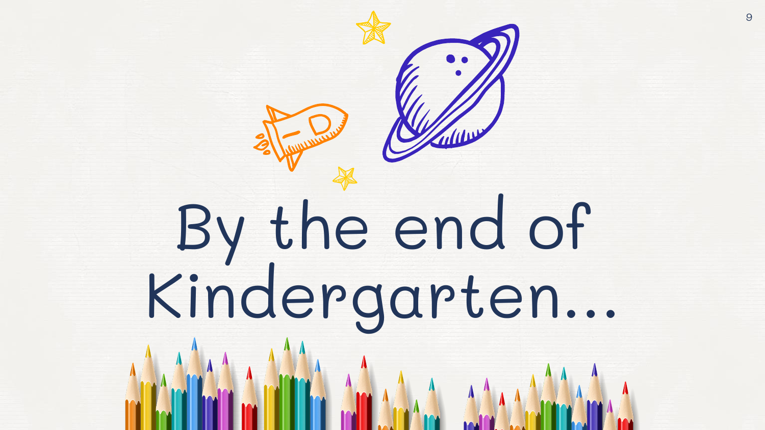# By the end of Kindergarten...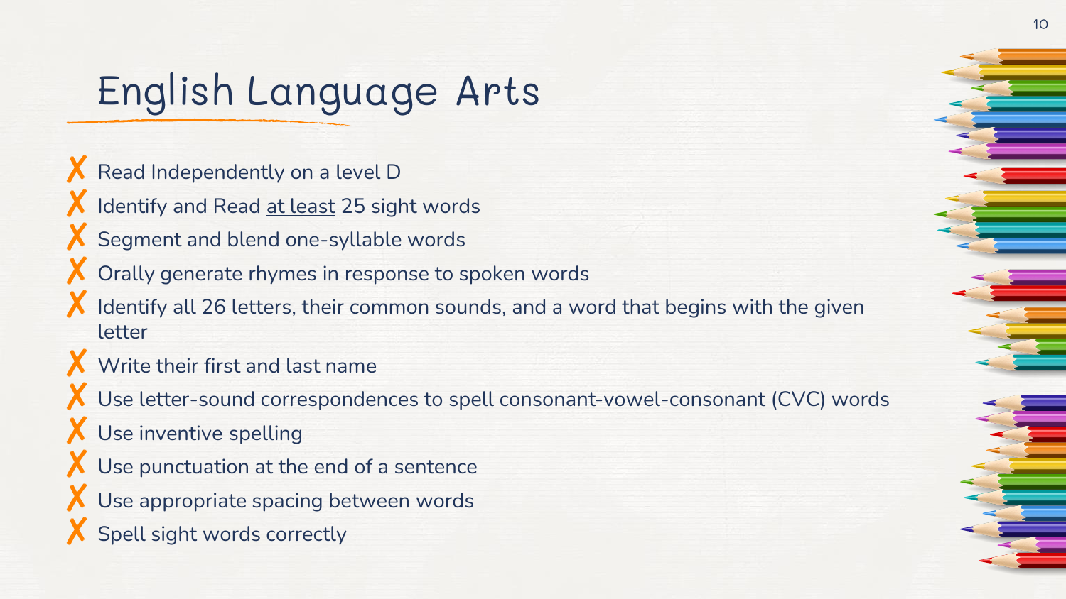# English Language Arts

- ✗ Read Independently on a level D
- ✗ Identify and Read <u>at least</u> 25 sight words
- ✗ Segment and blend one-syllable words
- ✗ Orally generate rhymes in response to spoken words
- ✗ Identify all 26 letters, their common sounds, and a word that begins with the given letter
- ✗ Write their first and last name
- ✗ Use letter-sound correspondences to spell consonant-vowel-consonant (CVC) words
- ✗ Use inventive spelling
- ✗ Use punctuation at the end of a sentence
- ✗ Use appropriate spacing between words
- ✗ Spell sight words correctly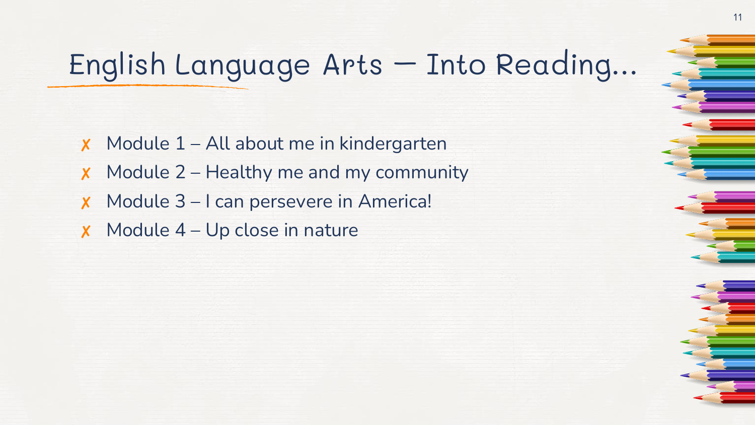# English Language Arts – Into Reading…

- Module 1 – All about me in kindergarten
- Module 2 – Healthy me and my community
- Module 3 – I can persevere in America!
- Module 4 – Up close in nature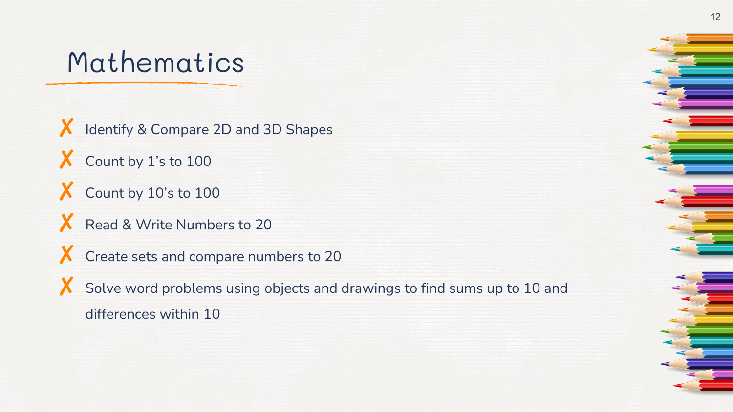# Mathematics

- ✗ Identify & Compare 2D and 3D Shapes
- ✗ Count by 1's to 100
- ✗ Count by 10's to 100
- ✗ Read & Write Numbers to 20
- ✗ Create sets and compare numbers to 20
- ✗ Solve word problems using objects and drawings to find sums up to 10 and differences within 10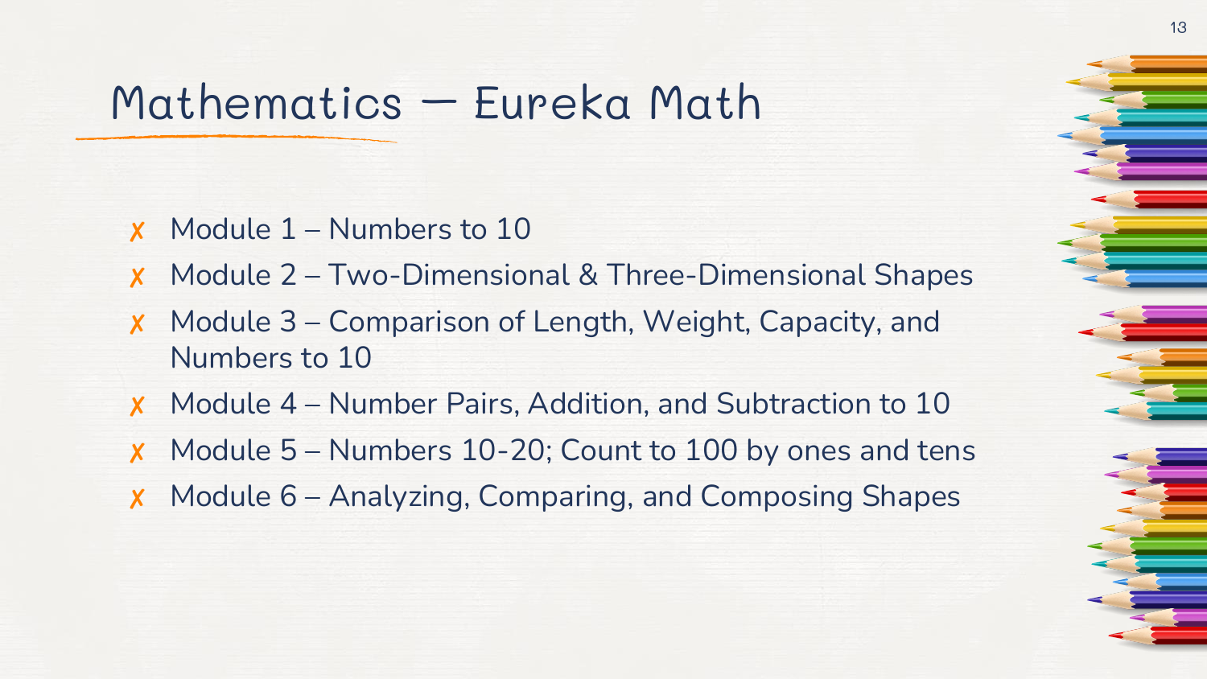# Mathematics — Eureka Math

- Module 1 – Numbers to 10
- Module 2 – Two-Dimensional & Three-Dimensional Shapes
- Module 3 – Comparison of Length, Weight, Capacity, and Numbers to 10
- Module 4 – Number Pairs, Addition, and Subtraction to 10
- Module 5 – Numbers 10-20; Count to 100 by ones and tens
- Module 6 – Analyzing, Comparing, and Composing Shapes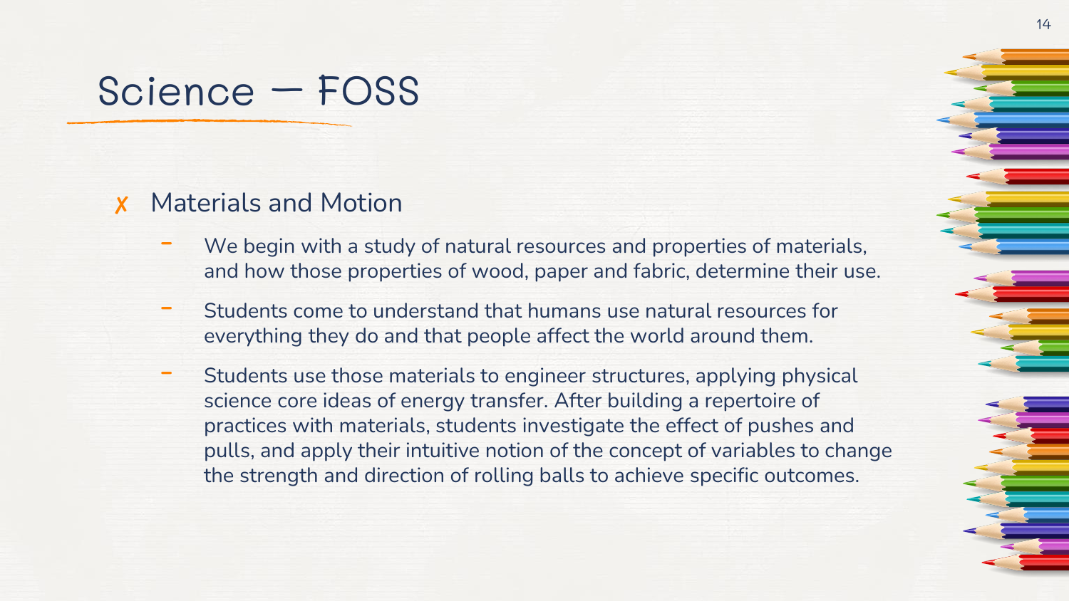# Science — FOSS

- Materials and Motion
  - We begin with a study of natural resources and properties of materials, and how those properties of wood, paper and fabric, determine their use.
  - Students come to understand that humans use natural resources for everything they do and that people affect the world around them.
  - Students use those materials to engineer structures, applying physical science core ideas of energy transfer. After building a repertoire of practices with materials, students investigate the effect of pushes and pulls, and apply their intuitive notion of the concept of variables to change the strength and direction of rolling balls to achieve specific outcomes.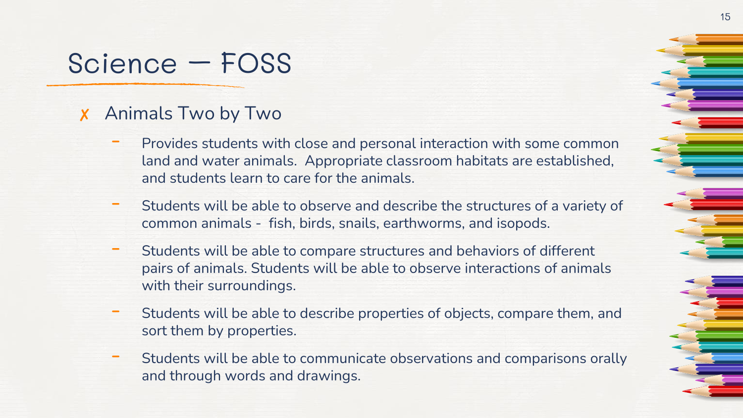# Science – FOSS

- Animals Two by Two
  - Provides students with close and personal interaction with some common land and water animals.  Appropriate classroom habitats are established, and students learn to care for the animals.
  - Students will be able to observe and describe the structures of a variety of common animals -  fish, birds, snails, earthworms, and isopods.
  - Students will be able to compare structures and behaviors of different pairs of animals. Students will be able to observe interactions of animals with their surroundings.
  - Students will be able to describe properties of objects, compare them, and sort them by properties.
  - Students will be able to communicate observations and comparisons orally and through words and drawings.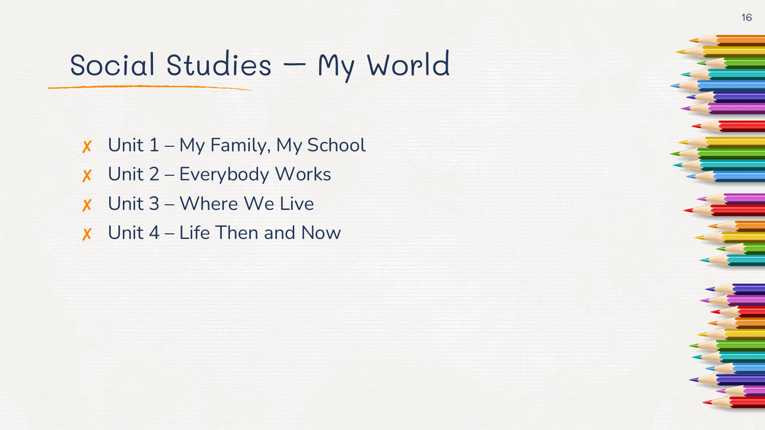# Social Studies – My World

- ✗ Unit 1 – My Family, My School
- ✗ Unit 2 – Everybody Works
- ✗ Unit 3 – Where We Live
- ✗ Unit 4 – Life Then and Now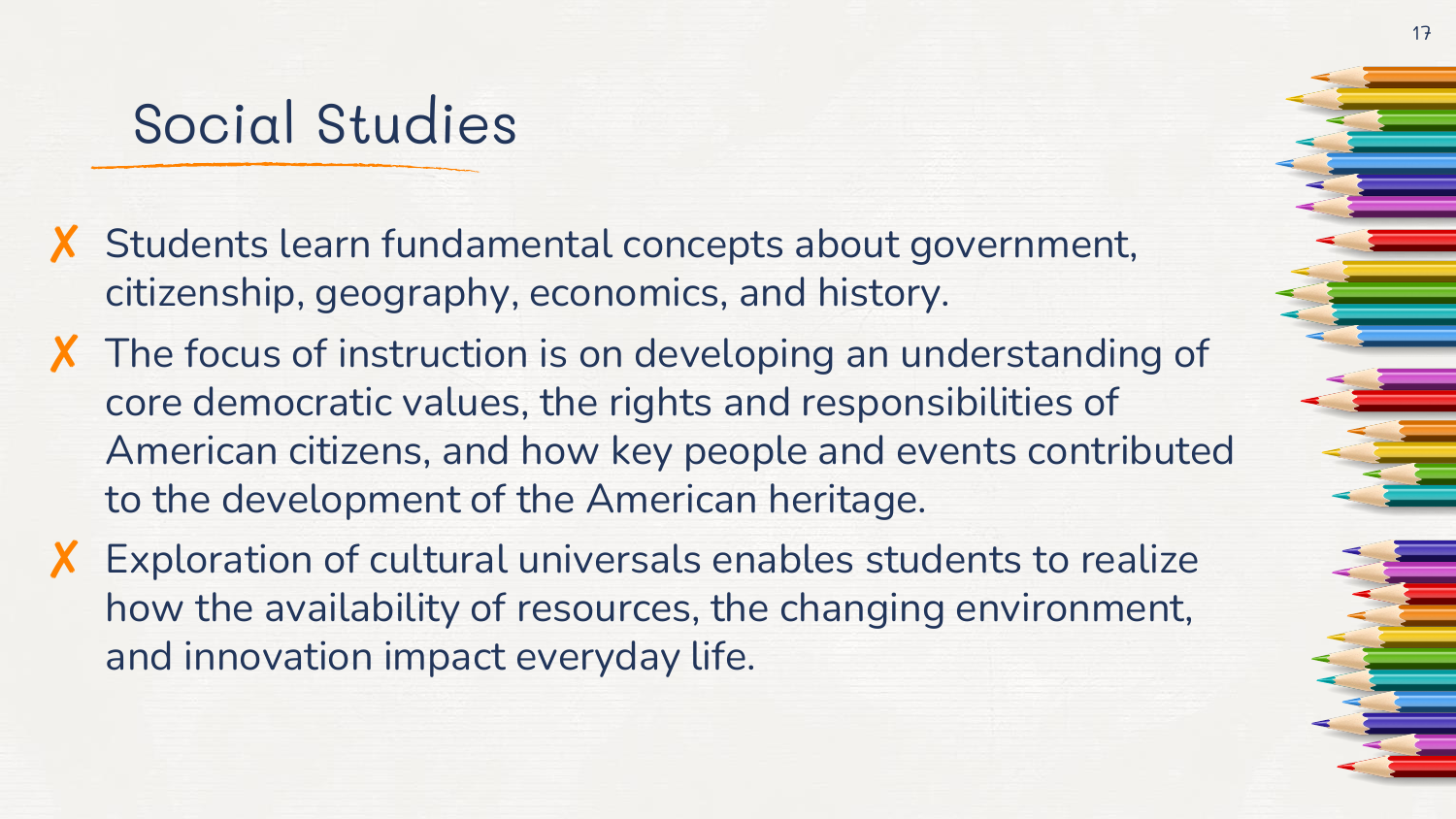# Social Studies

- ✗ Students learn fundamental concepts about government, citizenship, geography, economics, and history.
- ✗ The focus of instruction is on developing an understanding of core democratic values, the rights and responsibilities of American citizens, and how key people and events contributed to the development of the American heritage.
- ✗ Exploration of cultural universals enables students to realize how the availability of resources, the changing environment, and innovation impact everyday life.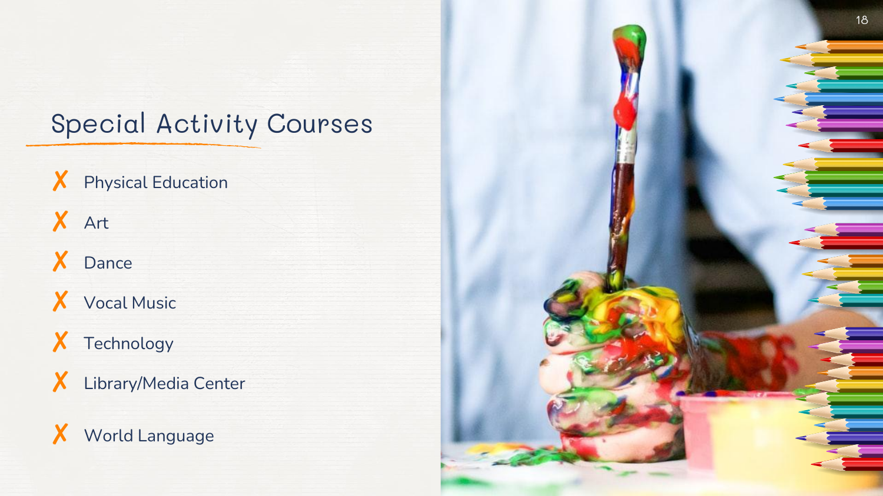# Special Activity Courses

- Physical Education
- Art
- Dance
- Vocal Music
- Technology
- Library/Media Center
- World Language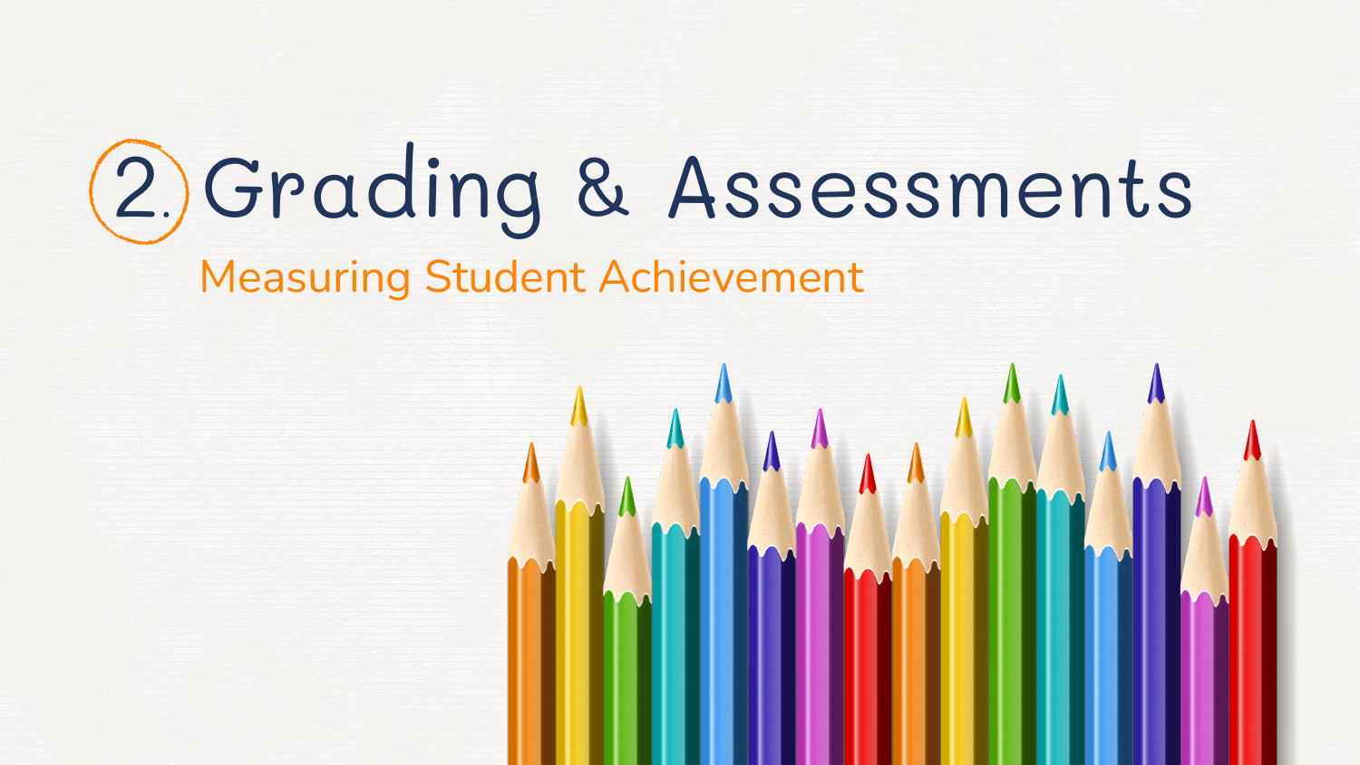# 2. Grading & Assessments

Measuring Student Achievement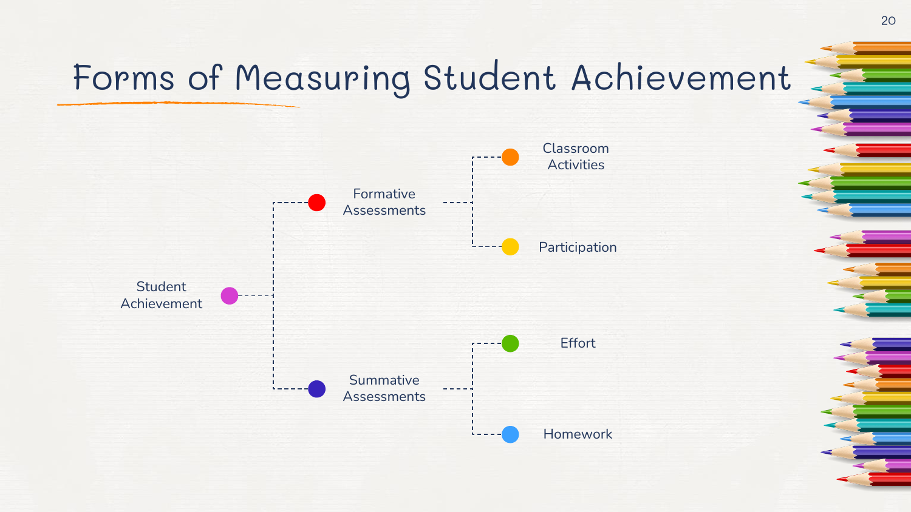# Forms of Measuring Student Achievement

- Student Achievement
  - Formative Assessments
    - Classroom Activities
    - Participation
  - Summative Assessments
    - Effort
    - Homework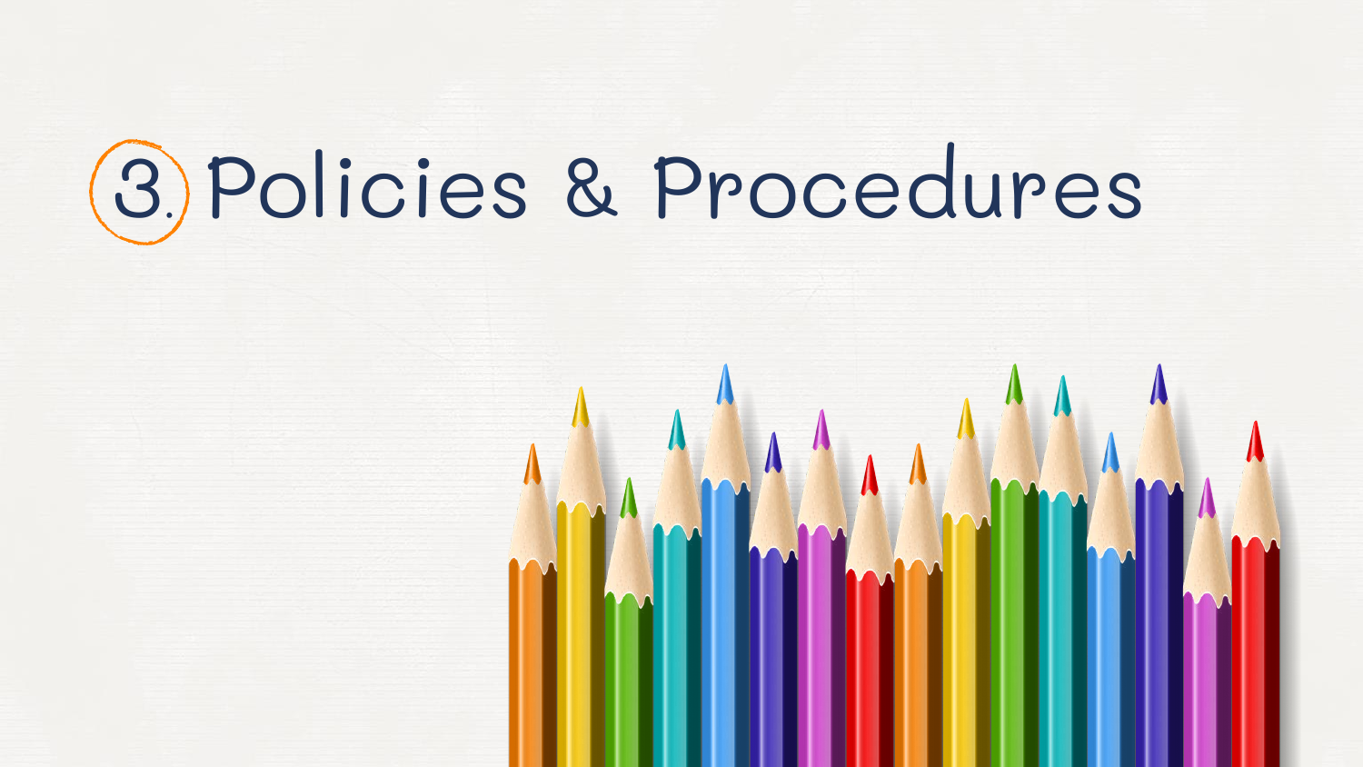# 3. Policies & Procedures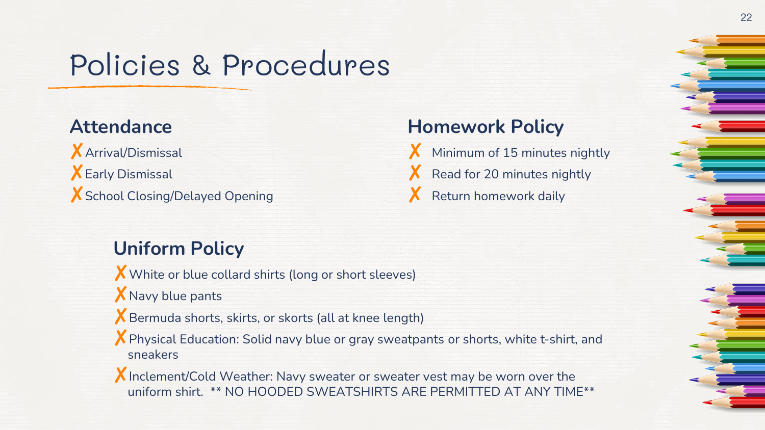# Policies & Procedures

## Attendance

- ✗ Arrival/Dismissal
- ✗ Early Dismissal
- ✗ School Closing/Delayed Opening

## Homework Policy

- ✗ Minimum of 15 minutes nightly
- ✗ Read for 20 minutes nightly
- ✗ Return homework daily

## Uniform Policy

- ✗ White or blue collard shirts (long or short sleeves)
- ✗ Navy blue pants
- ✗ Bermuda shorts, skirts, or skorts (all at knee length)
- ✗ Physical Education: Solid navy blue or gray sweatpants or shorts, white t-shirt, and sneakers
- ✗ Inclement/Cold Weather: Navy sweater or sweater vest may be worn over the uniform shirt. ** NO HOODED SWEATSHIRTS ARE PERMITTED AT ANY TIME**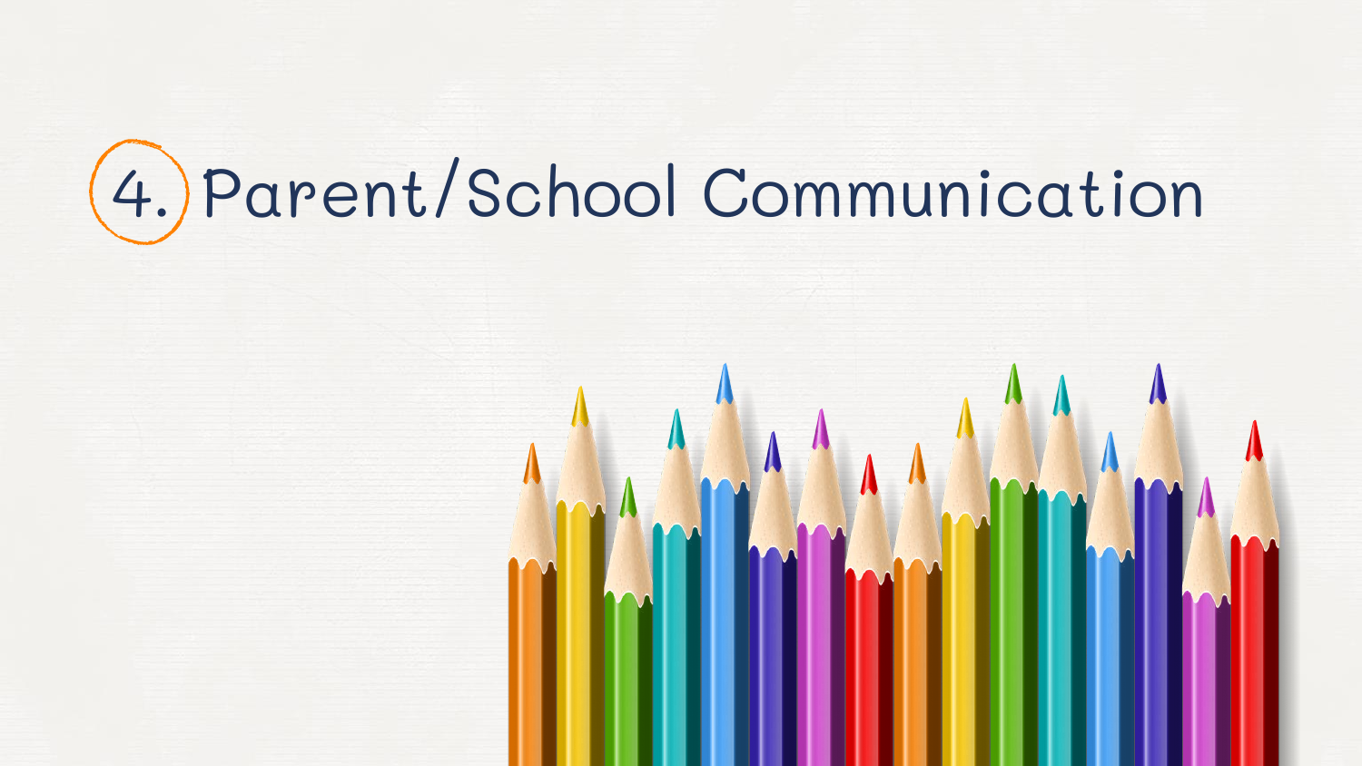# 4. Parent/School Communication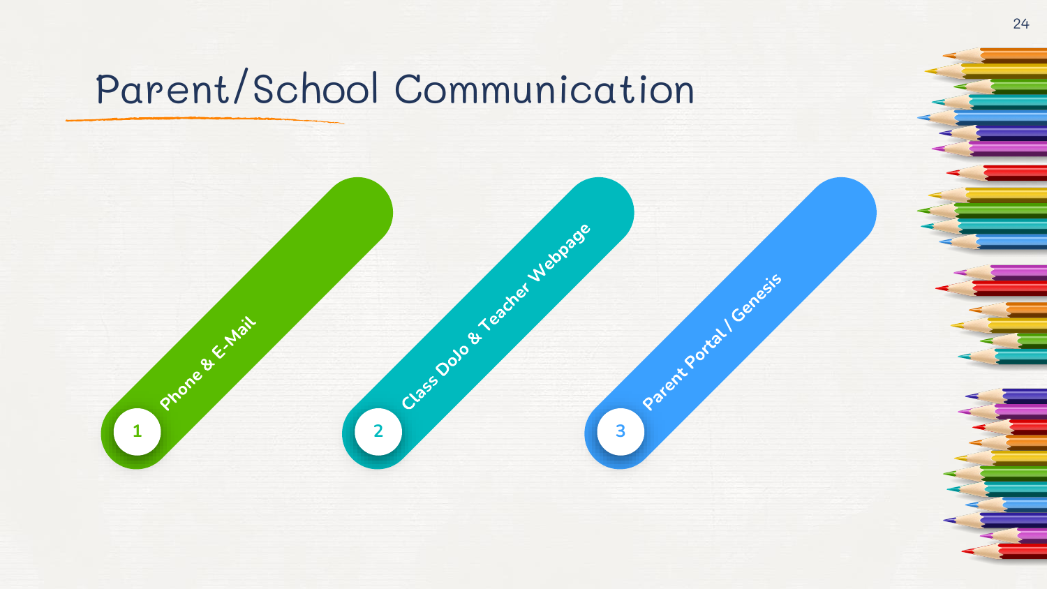# Parent/School Communication

1. Phone & E-Mail
2. Class DoJo & Teacher Webpage
3. Parent Portal / Genesis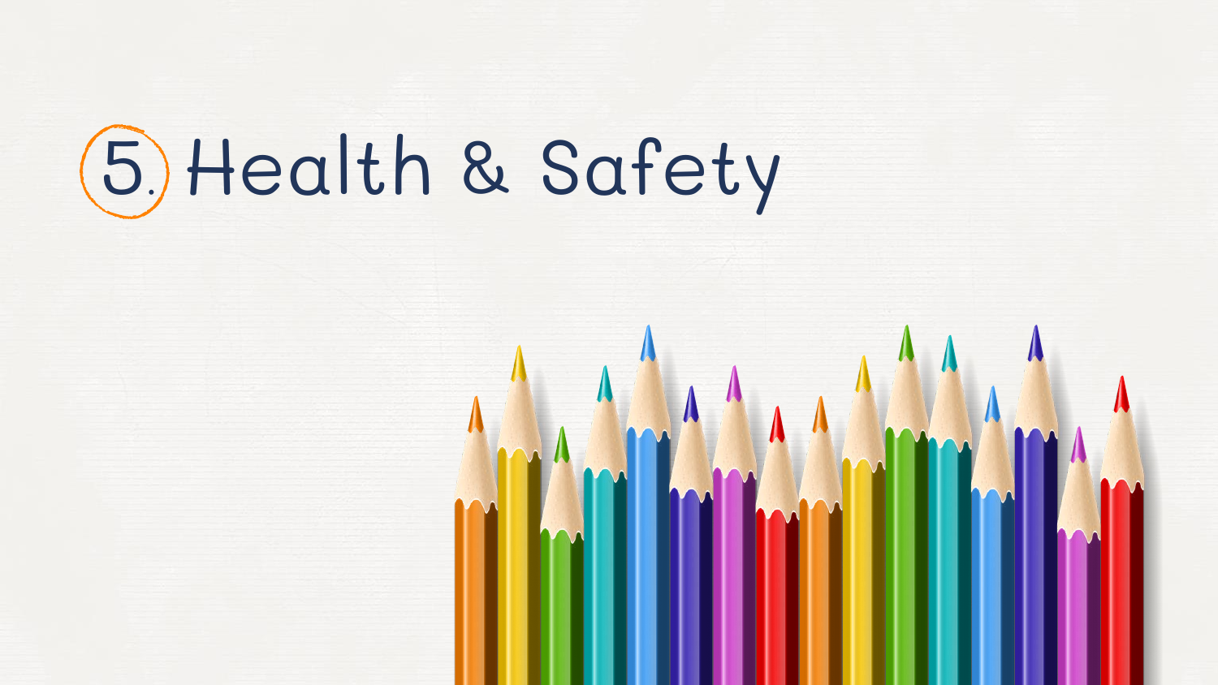# 5. Health & Safety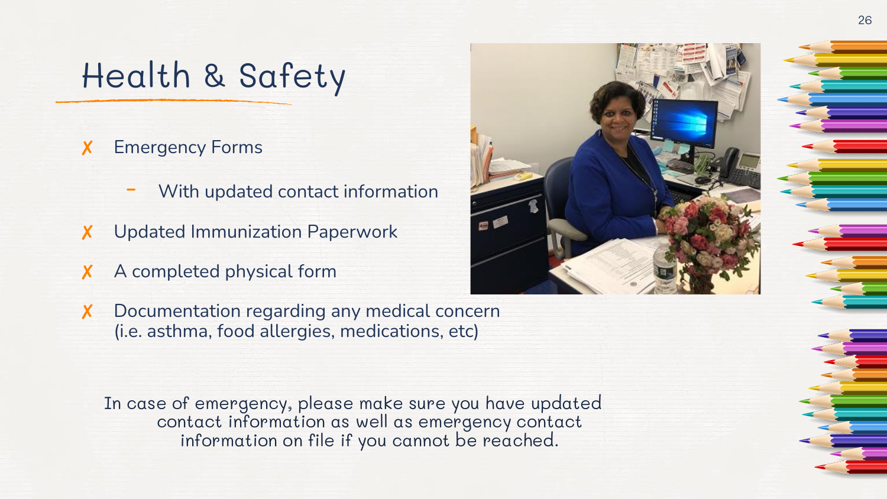# Health & Safety

- Emergency Forms
  - With updated contact information
- Updated Immunization Paperwork
- A completed physical form
- Documentation regarding any medical concern (i.e. asthma, food allergies, medications, etc)

In case of emergency, please make sure you have updated contact information as well as emergency contact information on file if you cannot be reached.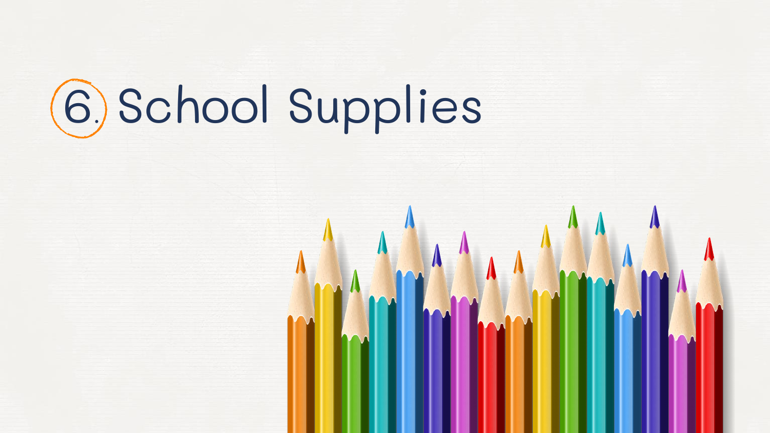# 6. School Supplies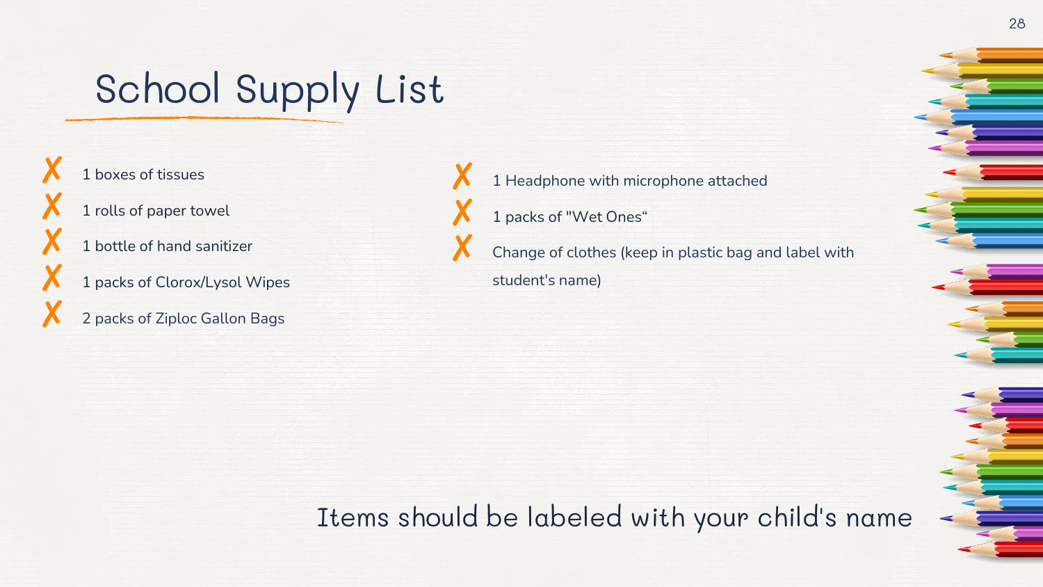# School Supply List

- ✗ 1 boxes of tissues
- ✗ 1 rolls of paper towel
- ✗ 1 bottle of hand sanitizer
- ✗ 1 packs of Clorox/Lysol Wipes
- ✗ 2 packs of Ziploc Gallon Bags
- ✗ 1 Headphone with microphone attached
- ✗ 1 packs of "Wet Ones"
- ✗ Change of clothes (keep in plastic bag and label with student's name)

Items should be labeled with your child's name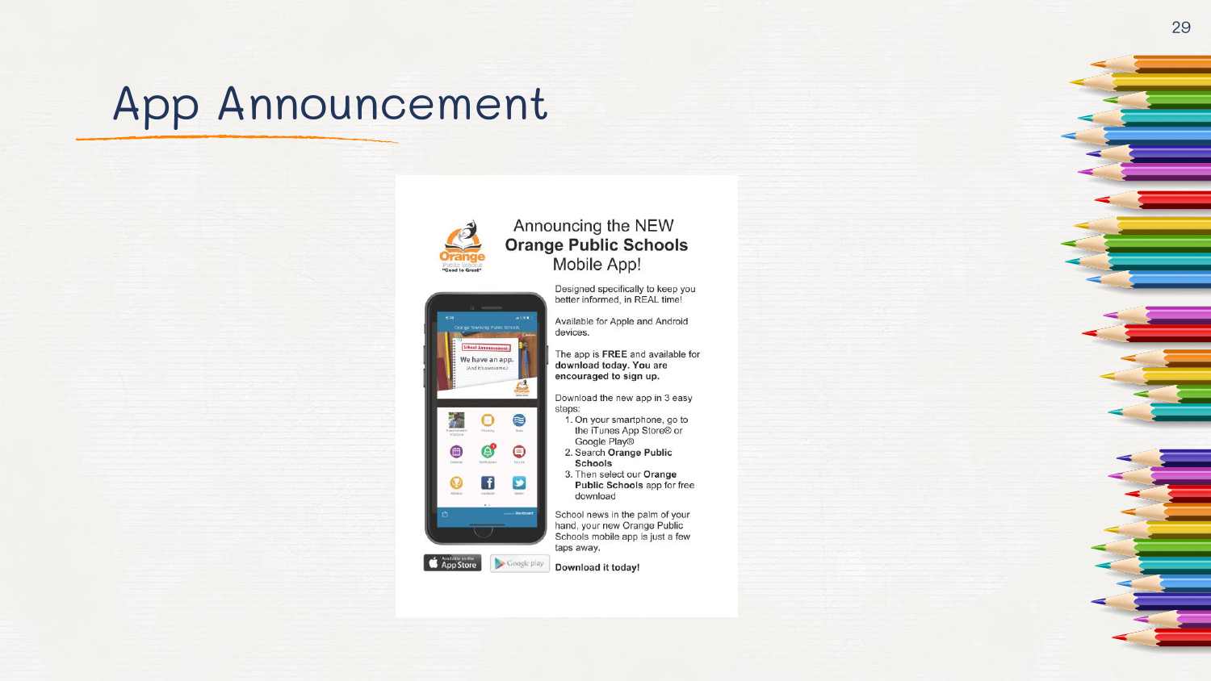# App Announcement

## Announcing the NEW **Orange Public Schools** Mobile App!

Designed specifically to keep you better informed, in REAL time!

Available for Apple and Android devices.

The app is **FREE** and available for **download today. You are encouraged to sign up.**

Download the new app in 3 easy steps:

1. On your smartphone, go to the iTunes App Store® or Google Play®
2. Search **Orange Public Schools**
3. Then select our **Orange Public Schools** app for free download

School news in the palm of your hand, your new Orange Public Schools mobile app is just a few taps away.

**Download it today!**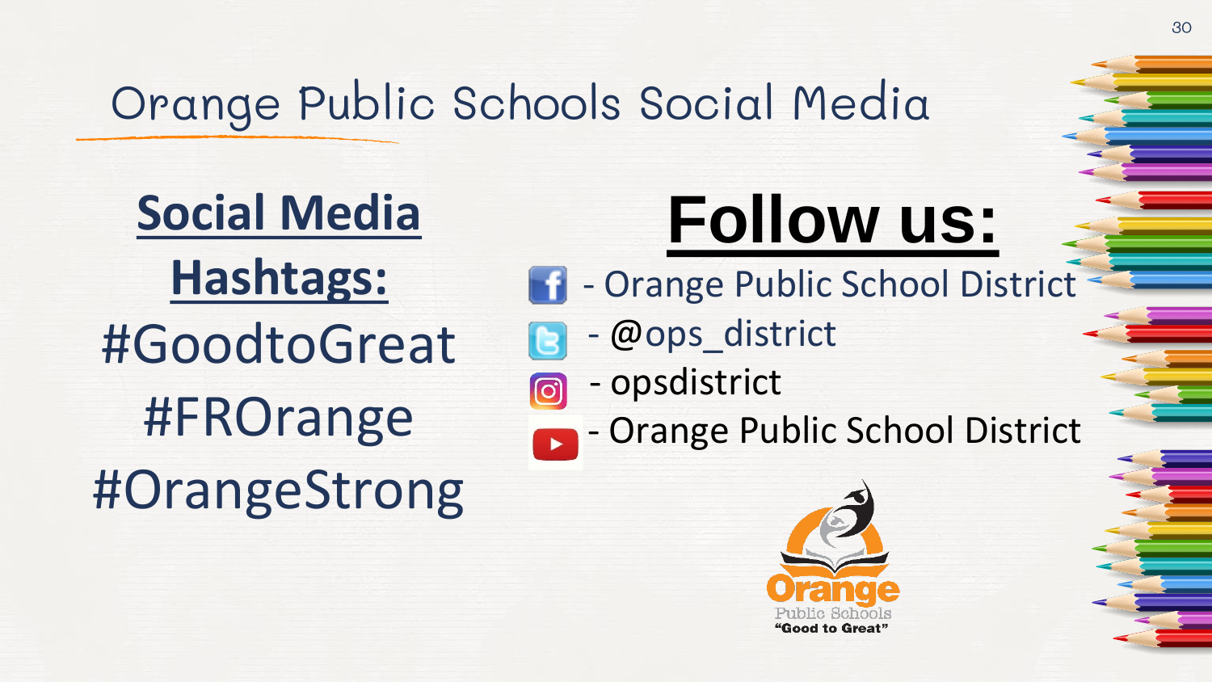# Orange Public Schools Social Media

**Social Media Hashtags:**

#GoodtoGreat

#FROrange

#OrangeStrong

**Follow us:**

- Facebook - Orange Public School District
- Twitter - @ops_district
- Instagram - opsdistrict
- YouTube - Orange Public School District

Orange Public Schools

"Good to Great"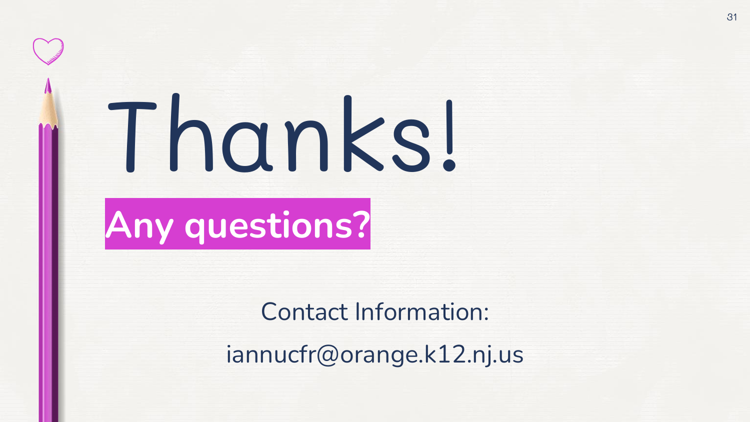# Thanks!

## Any questions?

Contact Information:

iannucfr@orange.k12.nj.us